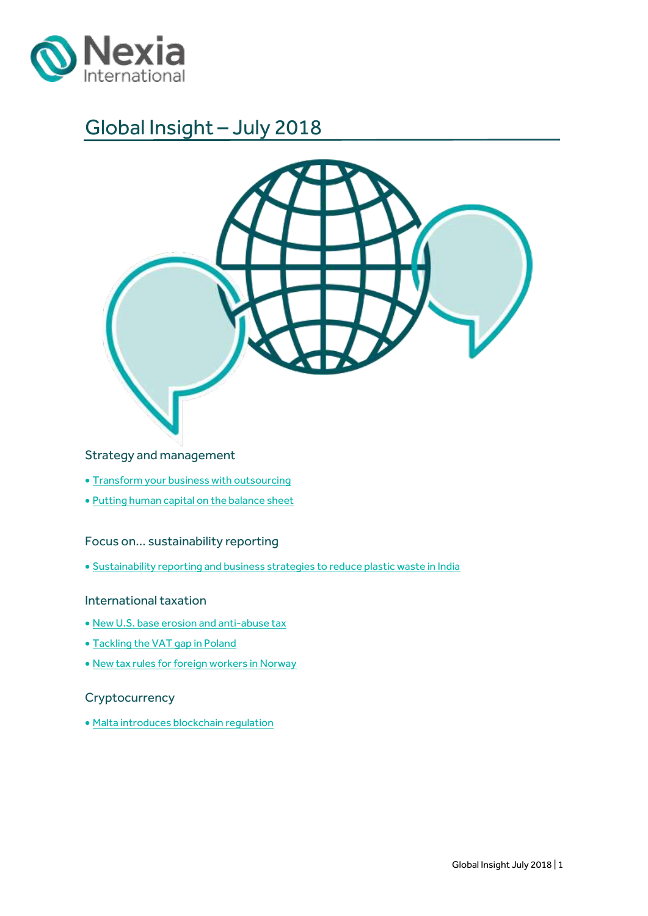Nexia International

# Global Insight – July 2018

## Strategy and management

- Transform your business with outsourcing
- Putting human capital on the balance sheet

## Focus on... sustainability reporting

- Sustainability reporting and business strategies to reduce plastic waste in India

## International taxation

- New U.S. base erosion and anti-abuse tax
- Tackling the VAT gap in Poland
- New tax rules for foreign workers in Norway

## Cryptocurrency

- Malta introduces blockchain regulation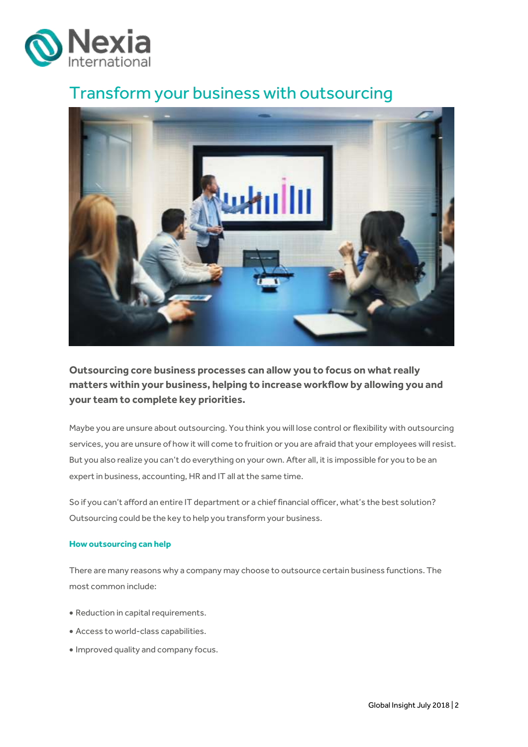# Transform your business with outsourcing

**Outsourcing core business processes can allow you to focus on what really matters within your business, helping to increase workflow by allowing you and your team to complete key priorities.**

Maybe you are unsure about outsourcing. You think you will lose control or flexibility with outsourcing services, you are unsure of how it will come to fruition or you are afraid that your employees will resist. But you also realize you can't do everything on your own. After all, it is impossible for you to be an expert in business, accounting, HR and IT all at the same time.

So if you can't afford an entire IT department or a chief financial officer, what's the best solution? Outsourcing could be the key to help you transform your business.

### How outsourcing can help

There are many reasons why a company may choose to outsource certain business functions. The most common include:

- Reduction in capital requirements.
- Access to world-class capabilities.
- Improved quality and company focus.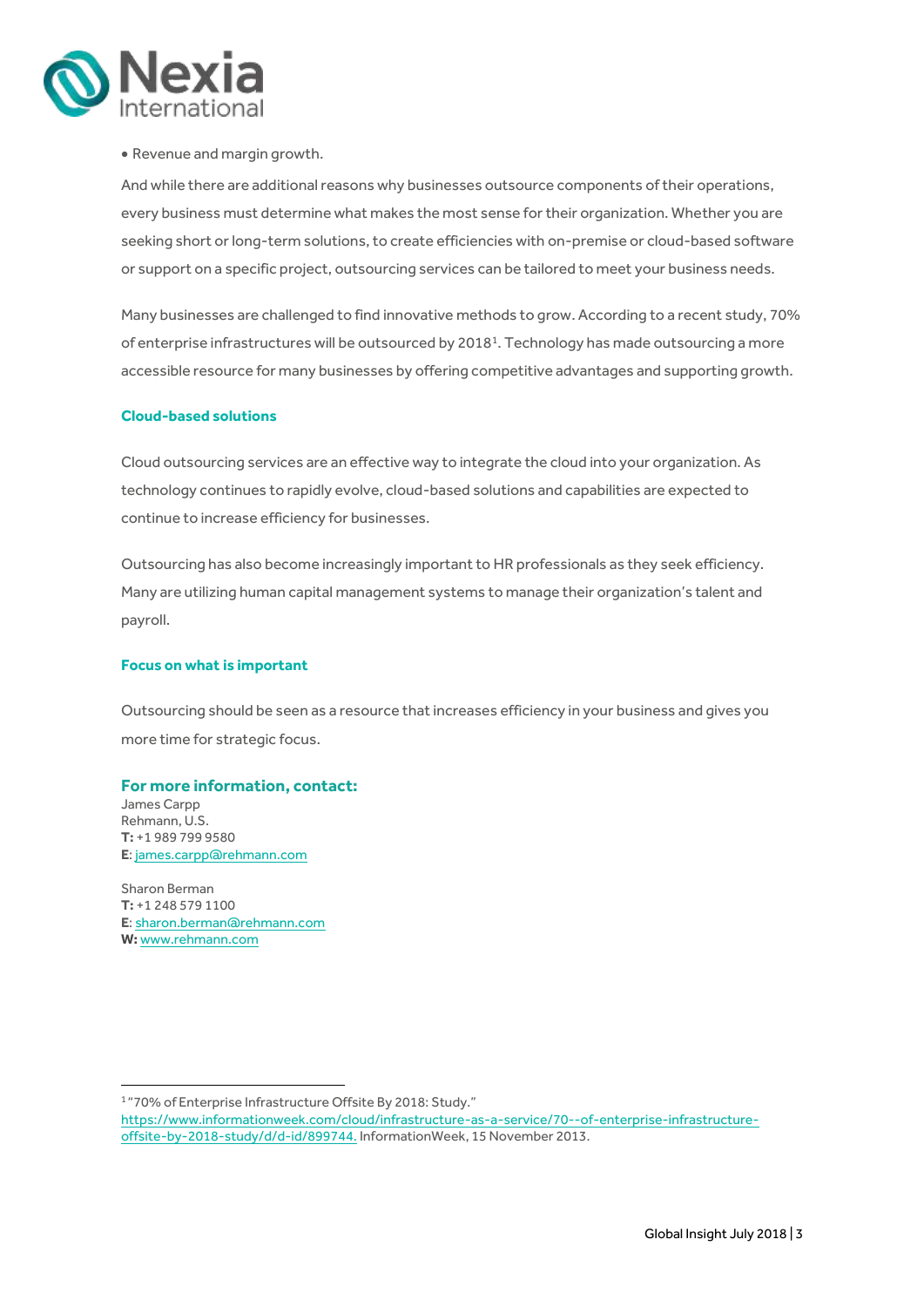- Revenue and margin growth.

And while there are additional reasons why businesses outsource components of their operations, every business must determine what makes the most sense for their organization. Whether you are seeking short or long-term solutions, to create efficiencies with on-premise or cloud-based software or support on a specific project, outsourcing services can be tailored to meet your business needs.

Many businesses are challenged to find innovative methods to grow. According to a recent study, 70% of enterprise infrastructures will be outsourced by 2018[1]. Technology has made outsourcing a more accessible resource for many businesses by offering competitive advantages and supporting growth.

### Cloud-based solutions

Cloud outsourcing services are an effective way to integrate the cloud into your organization. As technology continues to rapidly evolve, cloud-based solutions and capabilities are expected to continue to increase efficiency for businesses.

Outsourcing has also become increasingly important to HR professionals as they seek efficiency. Many are utilizing human capital management systems to manage their organization's talent and payroll.

### Focus on what is important

Outsourcing should be seen as a resource that increases efficiency in your business and gives you more time for strategic focus.

### For more information, contact:

James Carpp
Rehmann, U.S.
**T:** +1 989 799 9580
**E**: james.carpp@rehmann.com

Sharon Berman
**T:** +1 248 579 1100
**E**: sharon.berman@rehmann.com
**W:** www.rehmann.com

---

[1] "70% of Enterprise Infrastructure Offsite By 2018: Study." https://www.informationweek.com/cloud/infrastructure-as-a-service/70--of-enterprise-infrastructure-offsite-by-2018-study/d/d-id/899744. InformationWeek, 15 November 2013.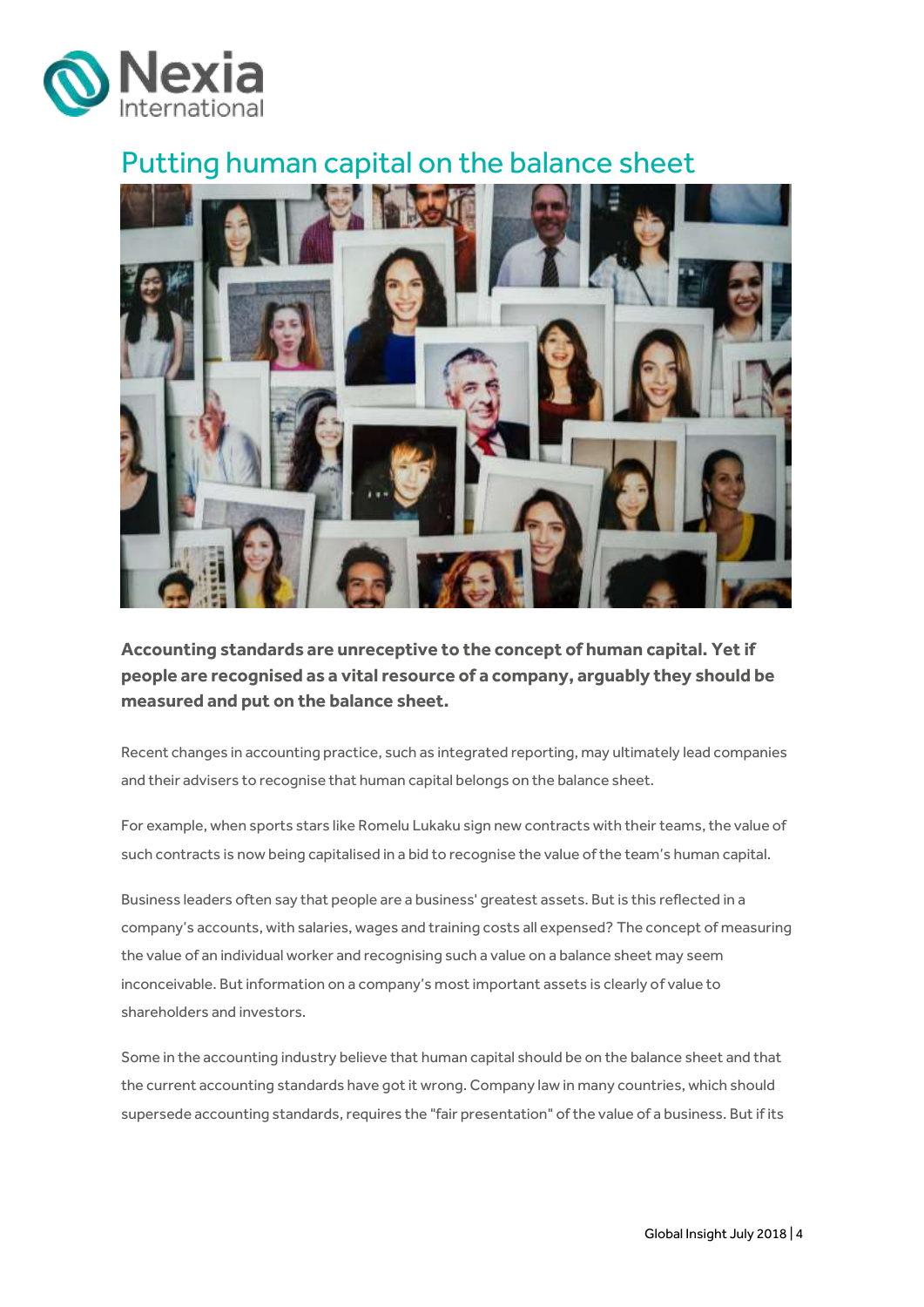# Putting human capital on the balance sheet

**Accounting standards are unreceptive to the concept of human capital. Yet if people are recognised as a vital resource of a company, arguably they should be measured and put on the balance sheet.**

Recent changes in accounting practice, such as integrated reporting, may ultimately lead companies and their advisers to recognise that human capital belongs on the balance sheet.

For example, when sports stars like Romelu Lukaku sign new contracts with their teams, the value of such contracts is now being capitalised in a bid to recognise the value of the team's human capital.

Business leaders often say that people are a business' greatest assets. But is this reflected in a company's accounts, with salaries, wages and training costs all expensed? The concept of measuring the value of an individual worker and recognising such a value on a balance sheet may seem inconceivable. But information on a company's most important assets is clearly of value to shareholders and investors.

Some in the accounting industry believe that human capital should be on the balance sheet and that the current accounting standards have got it wrong. Company law in many countries, which should supersede accounting standards, requires the "fair presentation" of the value of a business. But if its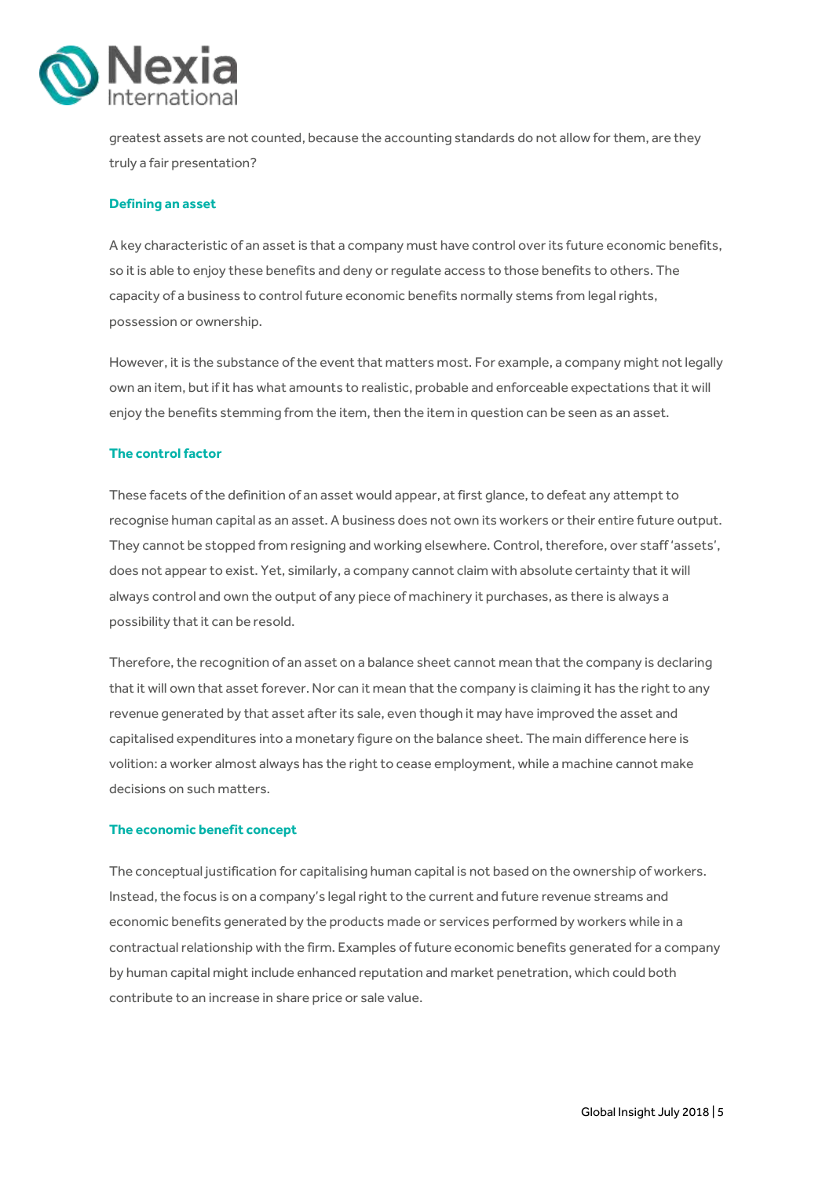greatest assets are not counted, because the accounting standards do not allow for them, are they truly a fair presentation?

### Defining an asset

A key characteristic of an asset is that a company must have control over its future economic benefits, so it is able to enjoy these benefits and deny or regulate access to those benefits to others. The capacity of a business to control future economic benefits normally stems from legal rights, possession or ownership.

However, it is the substance of the event that matters most. For example, a company might not legally own an item, but if it has what amounts to realistic, probable and enforceable expectations that it will enjoy the benefits stemming from the item, then the item in question can be seen as an asset.

### The control factor

These facets of the definition of an asset would appear, at first glance, to defeat any attempt to recognise human capital as an asset. A business does not own its workers or their entire future output. They cannot be stopped from resigning and working elsewhere. Control, therefore, over staff 'assets', does not appear to exist. Yet, similarly, a company cannot claim with absolute certainty that it will always control and own the output of any piece of machinery it purchases, as there is always a possibility that it can be resold.

Therefore, the recognition of an asset on a balance sheet cannot mean that the company is declaring that it will own that asset forever. Nor can it mean that the company is claiming it has the right to any revenue generated by that asset after its sale, even though it may have improved the asset and capitalised expenditures into a monetary figure on the balance sheet. The main difference here is volition: a worker almost always has the right to cease employment, while a machine cannot make decisions on such matters.

### The economic benefit concept

The conceptual justification for capitalising human capital is not based on the ownership of workers. Instead, the focus is on a company's legal right to the current and future revenue streams and economic benefits generated by the products made or services performed by workers while in a contractual relationship with the firm. Examples of future economic benefits generated for a company by human capital might include enhanced reputation and market penetration, which could both contribute to an increase in share price or sale value.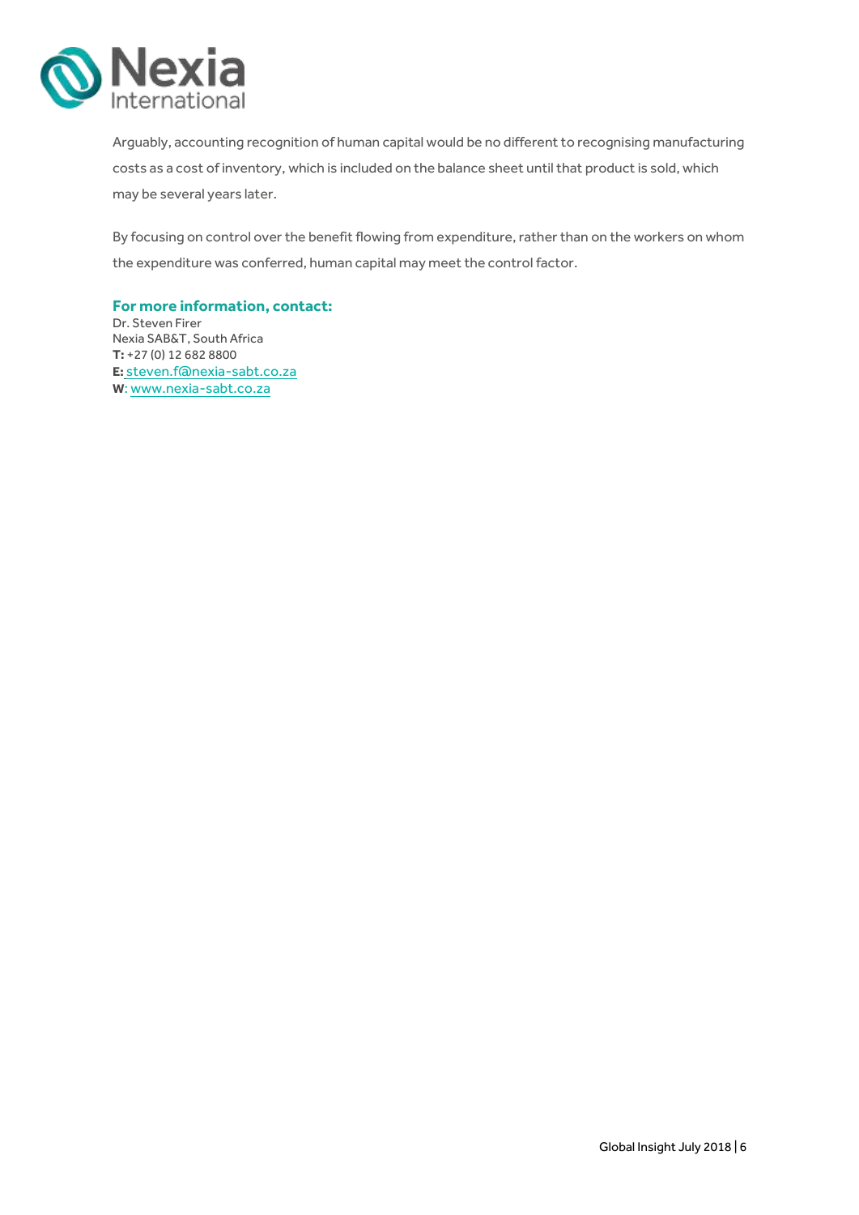Arguably, accounting recognition of human capital would be no different to recognising manufacturing costs as a cost of inventory, which is included on the balance sheet until that product is sold, which may be several years later.

By focusing on control over the benefit flowing from expenditure, rather than on the workers on whom the expenditure was conferred, human capital may meet the control factor.

**For more information, contact:**
Dr. Steven Firer
Nexia SAB&T, South Africa
**T:** +27 (0) 12 682 8800
**E:** steven.f@nexia-sabt.co.za
**W**: www.nexia-sabt.co.za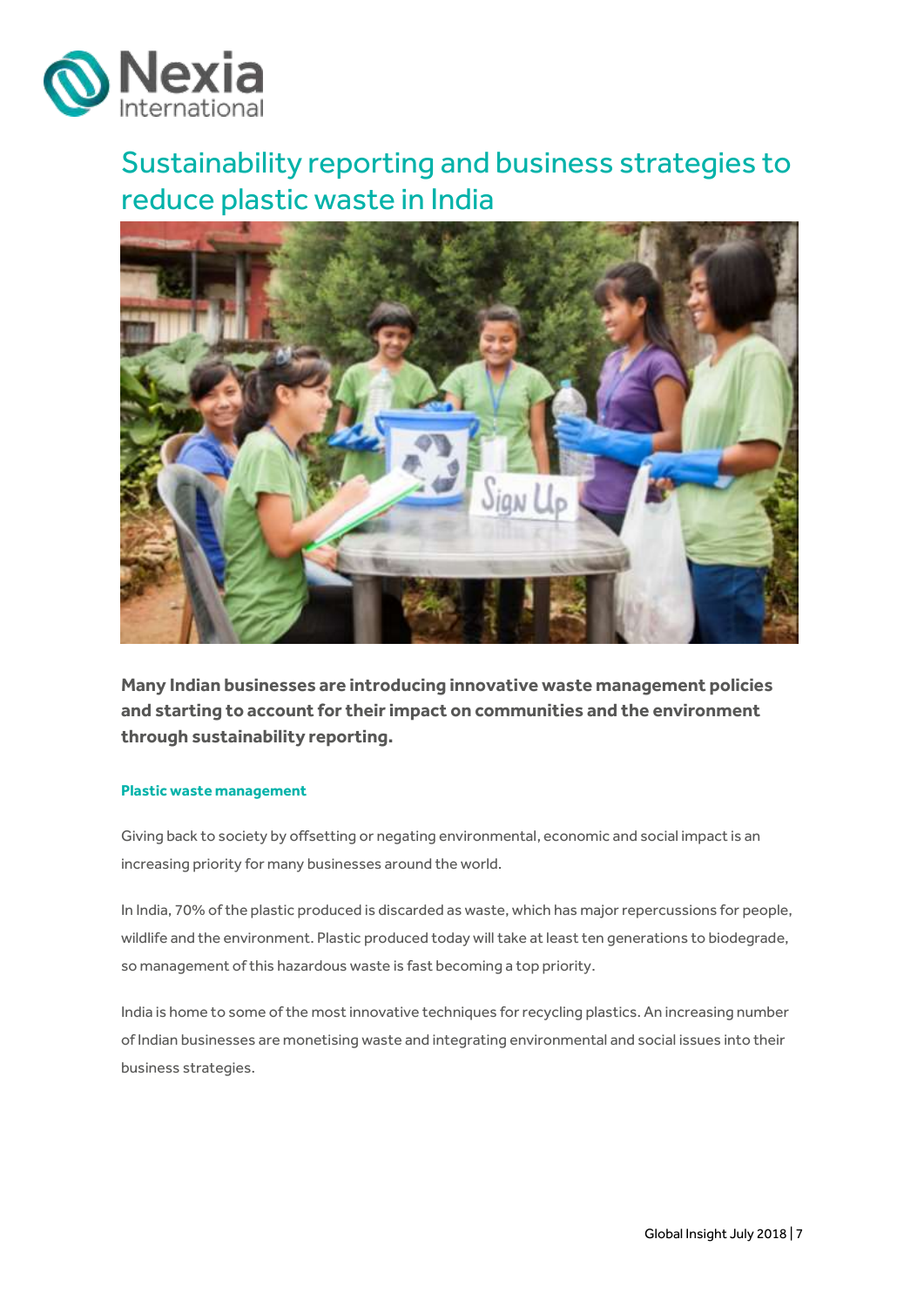# Sustainability reporting and business strategies to reduce plastic waste in India

**Many Indian businesses are introducing innovative waste management policies and starting to account for their impact on communities and the environment through sustainability reporting.**

### Plastic waste management

Giving back to society by offsetting or negating environmental, economic and social impact is an increasing priority for many businesses around the world.

In India, 70% of the plastic produced is discarded as waste, which has major repercussions for people, wildlife and the environment. Plastic produced today will take at least ten generations to biodegrade, so management of this hazardous waste is fast becoming a top priority.

India is home to some of the most innovative techniques for recycling plastics. An increasing number of Indian businesses are monetising waste and integrating environmental and social issues into their business strategies.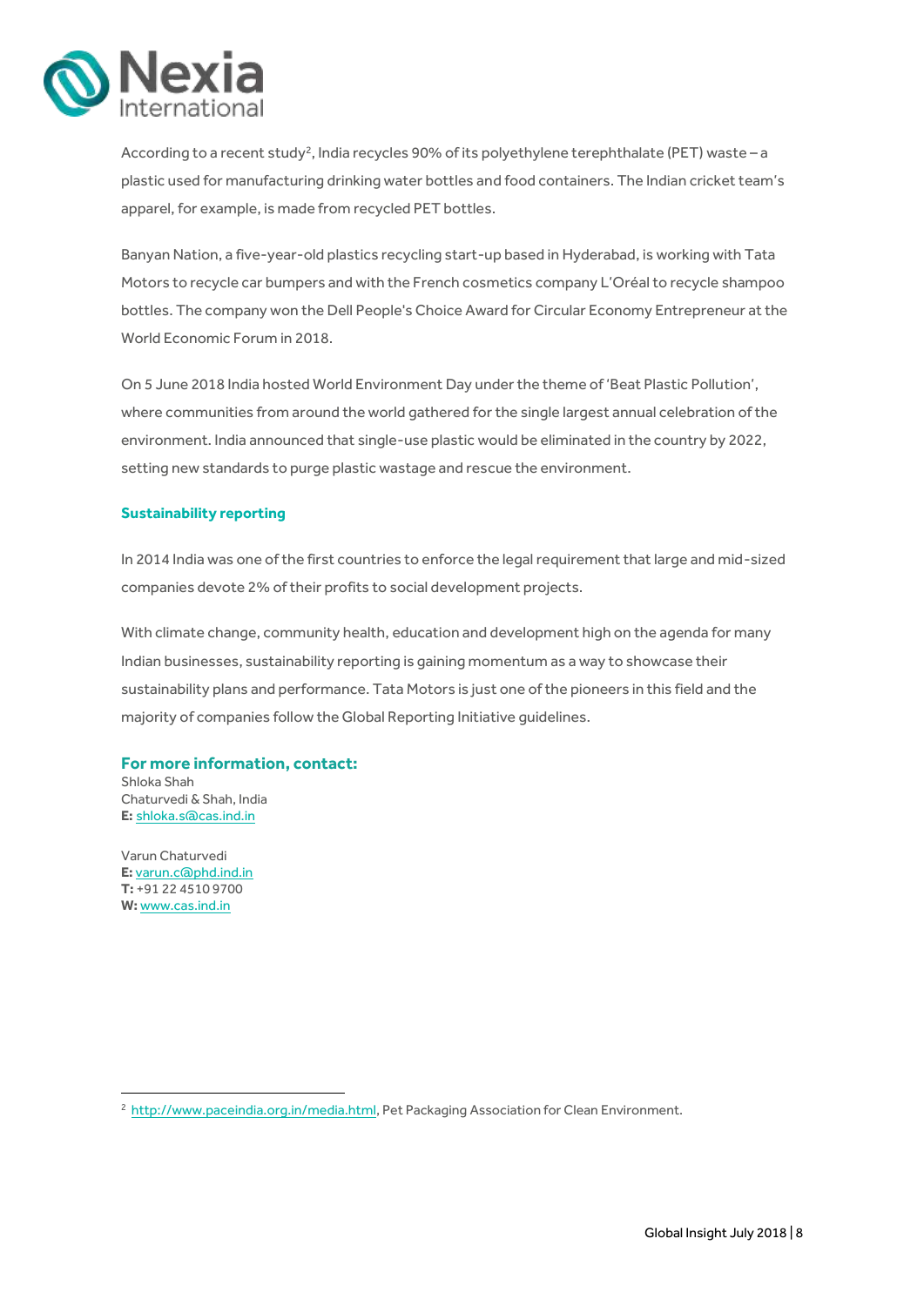According to a recent study[2], India recycles 90% of its polyethylene terephthalate (PET) waste – a plastic used for manufacturing drinking water bottles and food containers. The Indian cricket team's apparel, for example, is made from recycled PET bottles.

Banyan Nation, a five-year-old plastics recycling start-up based in Hyderabad, is working with Tata Motors to recycle car bumpers and with the French cosmetics company L'Oréal to recycle shampoo bottles. The company won the Dell People's Choice Award for Circular Economy Entrepreneur at the World Economic Forum in 2018.

On 5 June 2018 India hosted World Environment Day under the theme of 'Beat Plastic Pollution', where communities from around the world gathered for the single largest annual celebration of the environment. India announced that single-use plastic would be eliminated in the country by 2022, setting new standards to purge plastic wastage and rescue the environment.

### Sustainability reporting

In 2014 India was one of the first countries to enforce the legal requirement that large and mid-sized companies devote 2% of their profits to social development projects.

With climate change, community health, education and development high on the agenda for many Indian businesses, sustainability reporting is gaining momentum as a way to showcase their sustainability plans and performance. Tata Motors is just one of the pioneers in this field and the majority of companies follow the Global Reporting Initiative guidelines.

## For more information, contact:

Shloka Shah
Chaturvedi & Shah, India
**E:** shloka.s@cas.ind.in

Varun Chaturvedi
**E:** varun.c@phd.ind.in
**T:** +91 22 4510 9700
**W:** www.cas.ind.in

---

[2] http://www.paceindia.org.in/media.html, Pet Packaging Association for Clean Environment.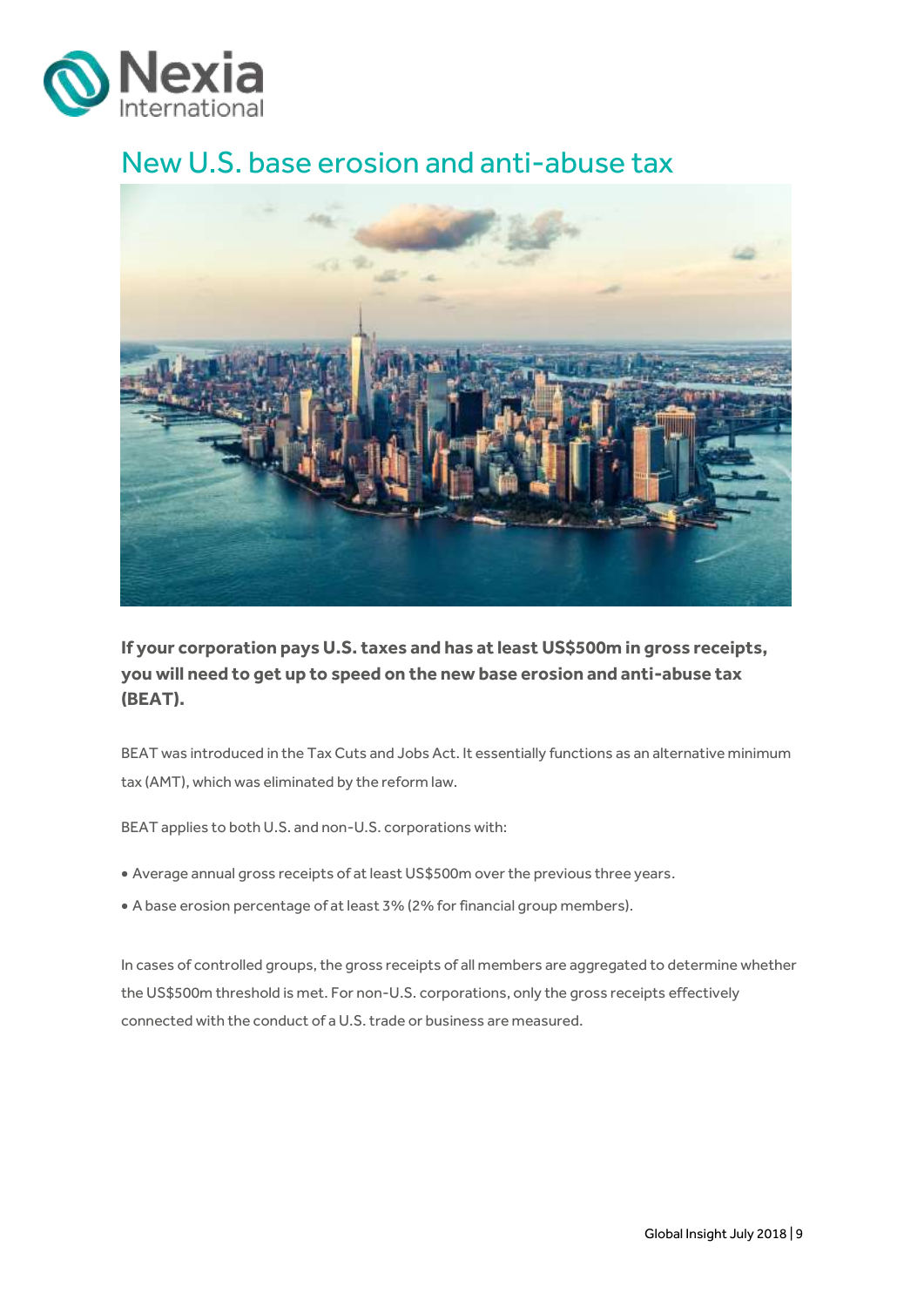# New U.S. base erosion and anti-abuse tax

**If your corporation pays U.S. taxes and has at least US$500m in gross receipts, you will need to get up to speed on the new base erosion and anti-abuse tax (BEAT).**

BEAT was introduced in the Tax Cuts and Jobs Act. It essentially functions as an alternative minimum tax (AMT), which was eliminated by the reform law.

BEAT applies to both U.S. and non-U.S. corporations with:

- Average annual gross receipts of at least US$500m over the previous three years.
- A base erosion percentage of at least 3% (2% for financial group members).

In cases of controlled groups, the gross receipts of all members are aggregated to determine whether the US$500m threshold is met. For non-U.S. corporations, only the gross receipts effectively connected with the conduct of a U.S. trade or business are measured.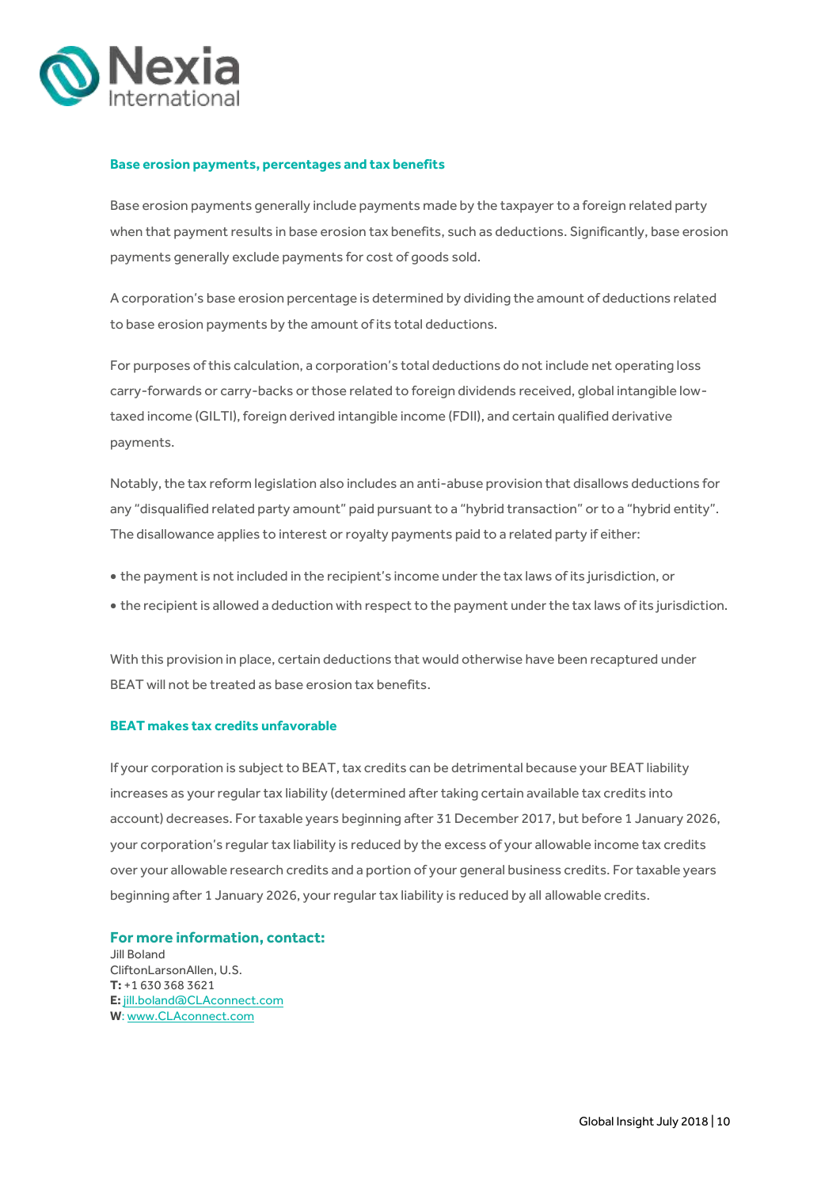### Base erosion payments, percentages and tax benefits

Base erosion payments generally include payments made by the taxpayer to a foreign related party when that payment results in base erosion tax benefits, such as deductions. Significantly, base erosion payments generally exclude payments for cost of goods sold.

A corporation's base erosion percentage is determined by dividing the amount of deductions related to base erosion payments by the amount of its total deductions.

For purposes of this calculation, a corporation's total deductions do not include net operating loss carry-forwards or carry-backs or those related to foreign dividends received, global intangible low-taxed income (GILTI), foreign derived intangible income (FDII), and certain qualified derivative payments.

Notably, the tax reform legislation also includes an anti-abuse provision that disallows deductions for any "disqualified related party amount" paid pursuant to a "hybrid transaction" or to a "hybrid entity". The disallowance applies to interest or royalty payments paid to a related party if either:

- the payment is not included in the recipient's income under the tax laws of its jurisdiction, or
- the recipient is allowed a deduction with respect to the payment under the tax laws of its jurisdiction.

With this provision in place, certain deductions that would otherwise have been recaptured under BEAT will not be treated as base erosion tax benefits.

### BEAT makes tax credits unfavorable

If your corporation is subject to BEAT, tax credits can be detrimental because your BEAT liability increases as your regular tax liability (determined after taking certain available tax credits into account) decreases. For taxable years beginning after 31 December 2017, but before 1 January 2026, your corporation's regular tax liability is reduced by the excess of your allowable income tax credits over your allowable research credits and a portion of your general business credits. For taxable years beginning after 1 January 2026, your regular tax liability is reduced by all allowable credits.

### For more information, contact:

Jill Boland  
CliftonLarsonAllen, U.S.  
**T:** +1 630 368 3621  
**E:** jill.boland@CLAconnect.com  
**W**: www.CLAconnect.com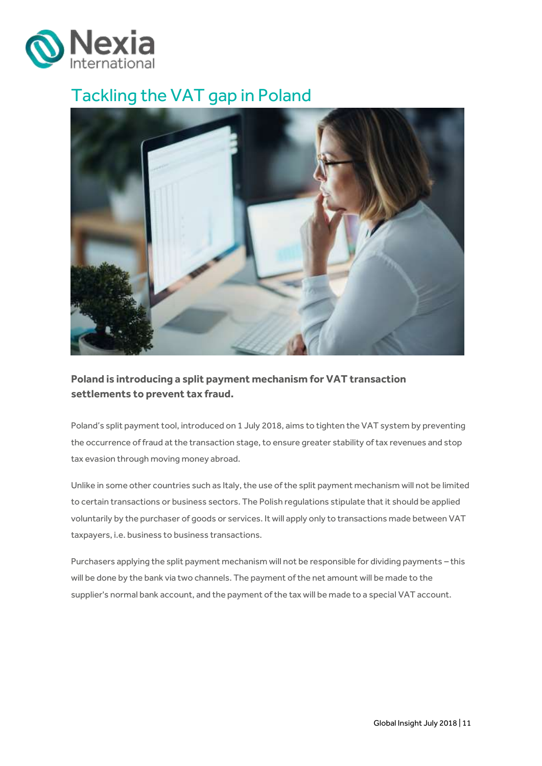# Tackling the VAT gap in Poland

**Poland is introducing a split payment mechanism for VAT transaction settlements to prevent tax fraud.**

Poland's split payment tool, introduced on 1 July 2018, aims to tighten the VAT system by preventing the occurrence of fraud at the transaction stage, to ensure greater stability of tax revenues and stop tax evasion through moving money abroad.

Unlike in some other countries such as Italy, the use of the split payment mechanism will not be limited to certain transactions or business sectors. The Polish regulations stipulate that it should be applied voluntarily by the purchaser of goods or services. It will apply only to transactions made between VAT taxpayers, i.e. business to business transactions.

Purchasers applying the split payment mechanism will not be responsible for dividing payments – this will be done by the bank via two channels. The payment of the net amount will be made to the supplier's normal bank account, and the payment of the tax will be made to a special VAT account.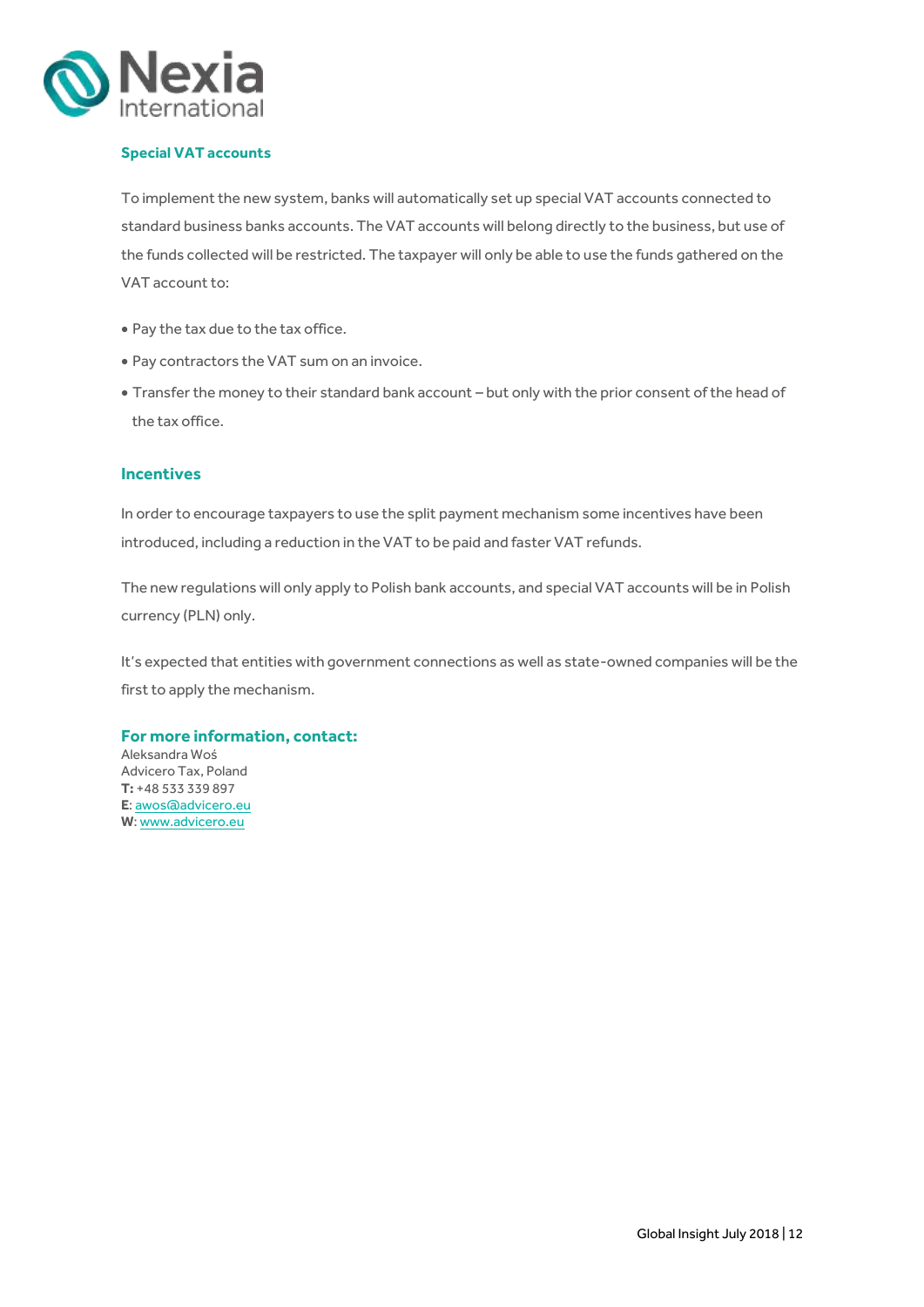### Special VAT accounts

To implement the new system, banks will automatically set up special VAT accounts connected to standard business banks accounts. The VAT accounts will belong directly to the business, but use of the funds collected will be restricted. The taxpayer will only be able to use the funds gathered on the VAT account to:

- Pay the tax due to the tax office.
- Pay contractors the VAT sum on an invoice.
- Transfer the money to their standard bank account – but only with the prior consent of the head of the tax office.

### Incentives

In order to encourage taxpayers to use the split payment mechanism some incentives have been introduced, including a reduction in the VAT to be paid and faster VAT refunds.

The new regulations will only apply to Polish bank accounts, and special VAT accounts will be in Polish currency (PLN) only.

It's expected that entities with government connections as well as state-owned companies will be the first to apply the mechanism.

### For more information, contact:

Aleksandra Woś
Advicero Tax, Poland
**T:** +48 533 339 897
**E**: awos@advicero.eu
**W**: www.advicero.eu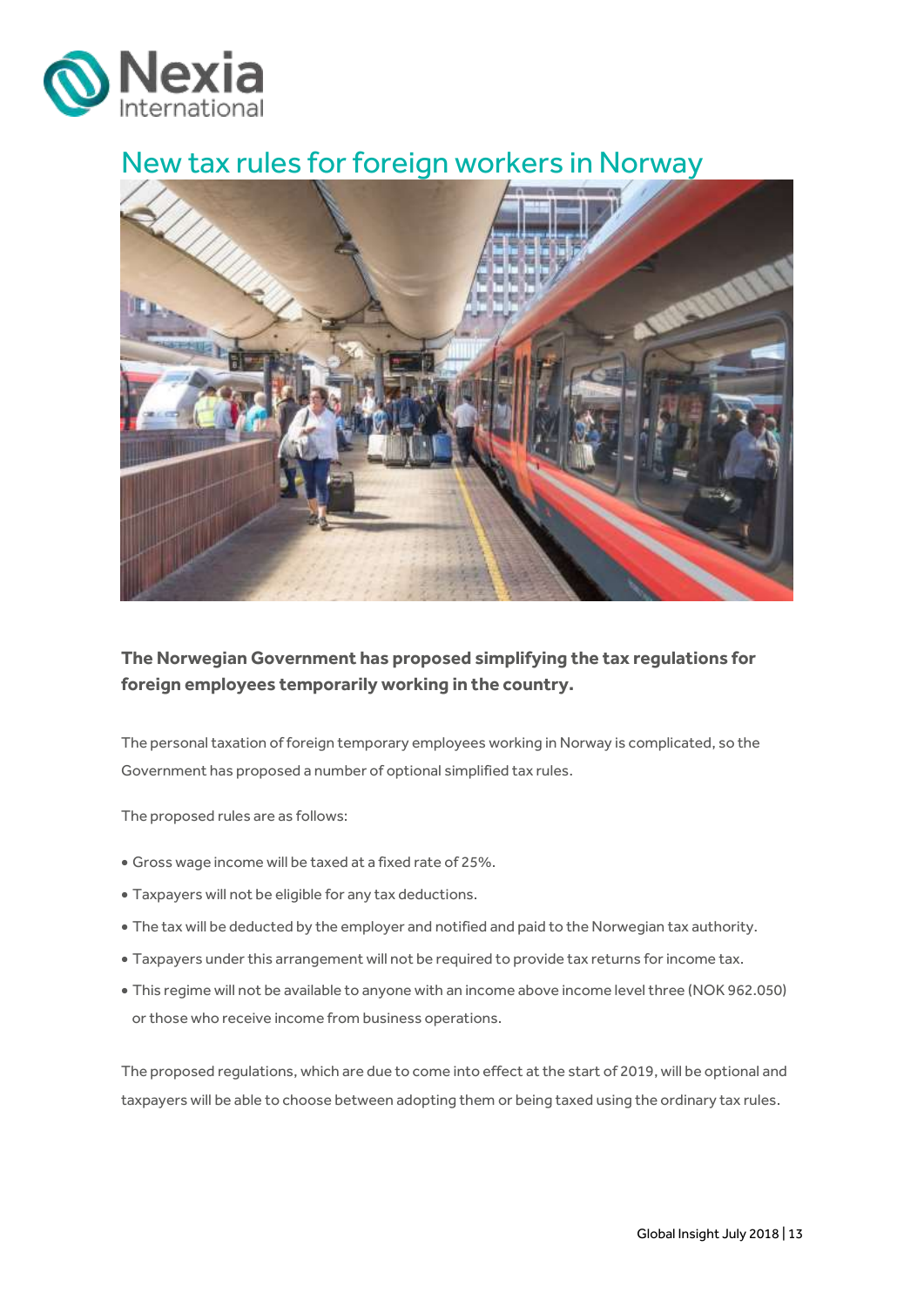# New tax rules for foreign workers in Norway

**The Norwegian Government has proposed simplifying the tax regulations for foreign employees temporarily working in the country.**

The personal taxation of foreign temporary employees working in Norway is complicated, so the Government has proposed a number of optional simplified tax rules.

The proposed rules are as follows:

- Gross wage income will be taxed at a fixed rate of 25%.
- Taxpayers will not be eligible for any tax deductions.
- The tax will be deducted by the employer and notified and paid to the Norwegian tax authority.
- Taxpayers under this arrangement will not be required to provide tax returns for income tax.
- This regime will not be available to anyone with an income above income level three (NOK 962.050) or those who receive income from business operations.

The proposed regulations, which are due to come into effect at the start of 2019, will be optional and taxpayers will be able to choose between adopting them or being taxed using the ordinary tax rules.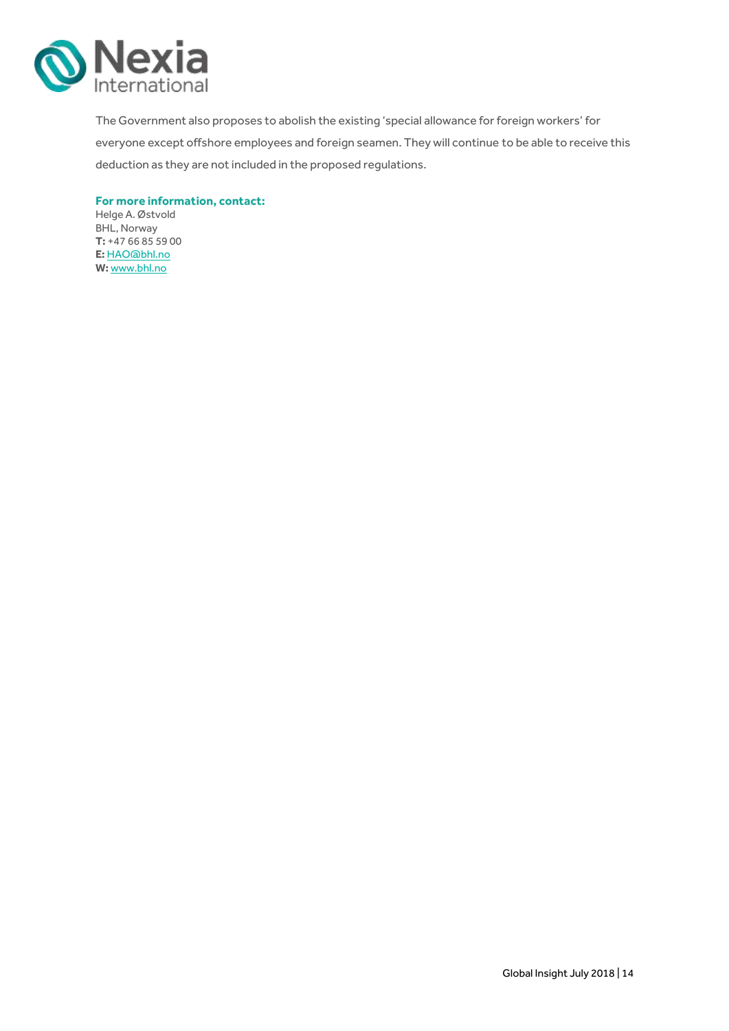The Government also proposes to abolish the existing 'special allowance for foreign workers' for everyone except offshore employees and foreign seamen. They will continue to be able to receive this deduction as they are not included in the proposed regulations.

**For more information, contact:**
Helge A. Østvold
BHL, Norway
**T:** +47 66 85 59 00
**E:** HAO@bhl.no
**W:** www.bhl.no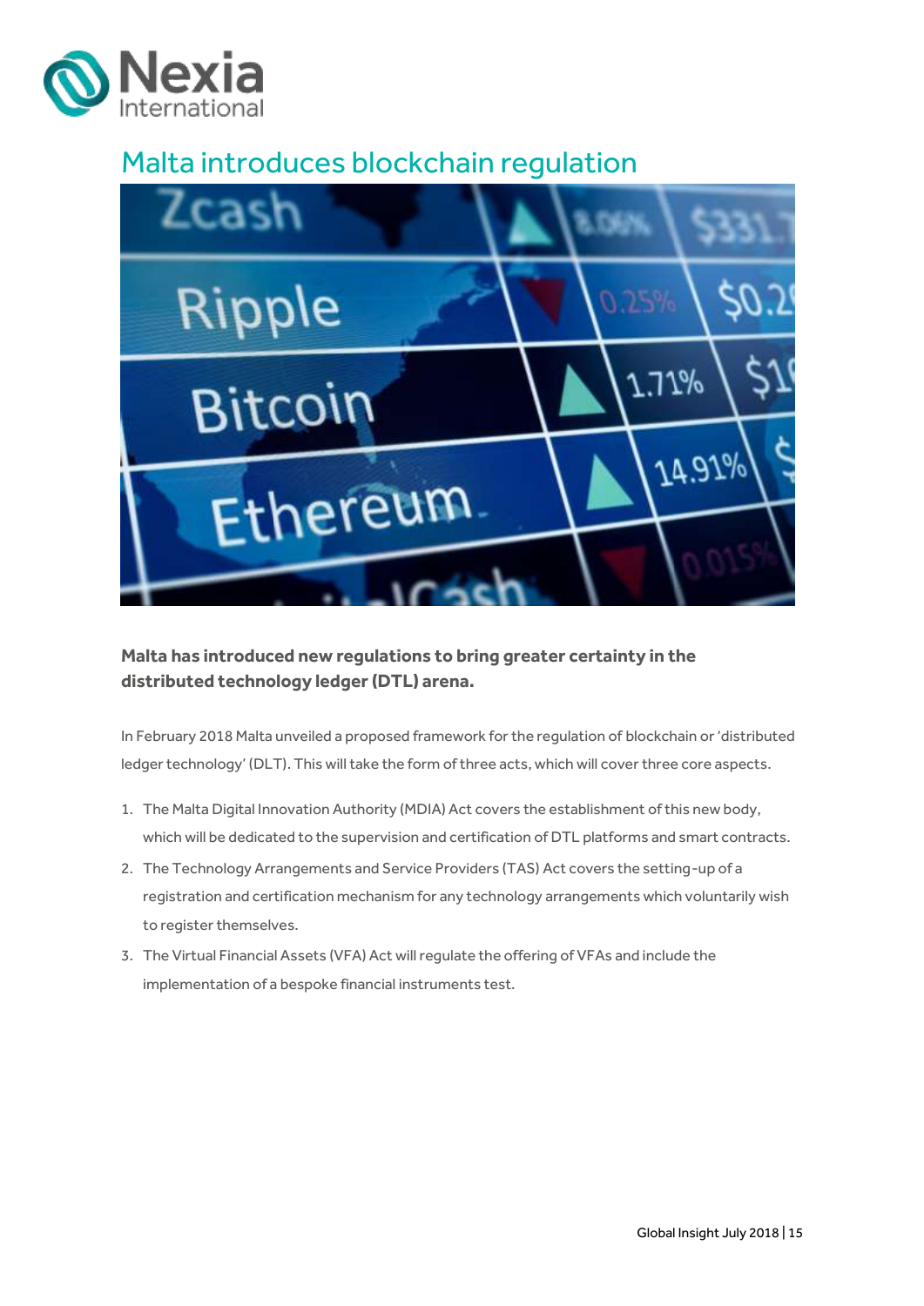# Malta introduces blockchain regulation

**Malta has introduced new regulations to bring greater certainty in the distributed technology ledger (DTL) arena.**

In February 2018 Malta unveiled a proposed framework for the regulation of blockchain or 'distributed ledger technology' (DLT). This will take the form of three acts, which will cover three core aspects.

1. The Malta Digital Innovation Authority (MDIA) Act covers the establishment of this new body, which will be dedicated to the supervision and certification of DTL platforms and smart contracts.
2. The Technology Arrangements and Service Providers (TAS) Act covers the setting-up of a registration and certification mechanism for any technology arrangements which voluntarily wish to register themselves.
3. The Virtual Financial Assets (VFA) Act will regulate the offering of VFAs and include the implementation of a bespoke financial instruments test.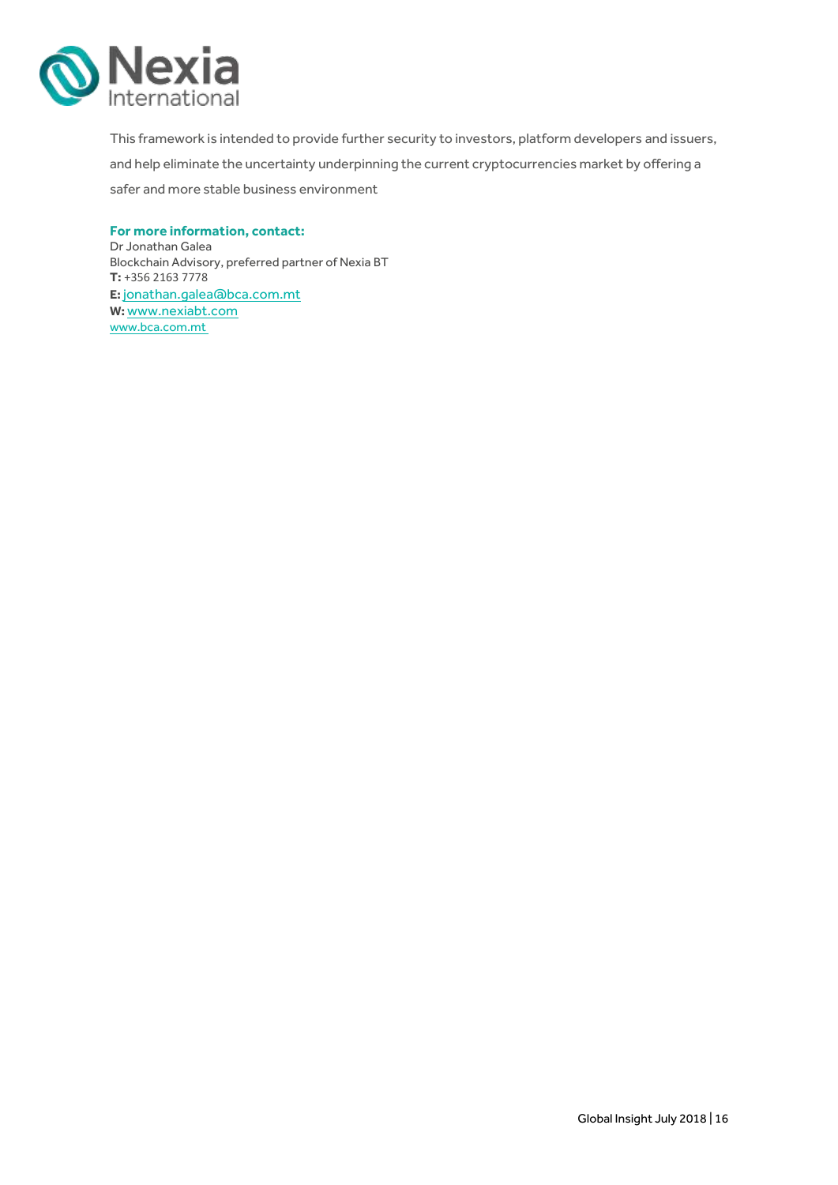This framework is intended to provide further security to investors, platform developers and issuers, and help eliminate the uncertainty underpinning the current cryptocurrencies market by offering a safer and more stable business environment

**For more information, contact:**
Dr Jonathan Galea
Blockchain Advisory, preferred partner of Nexia BT
**T:** +356 2163 7778
**E:** jonathan.galea@bca.com.mt
**W:** www.nexiabt.com
www.bca.com.mt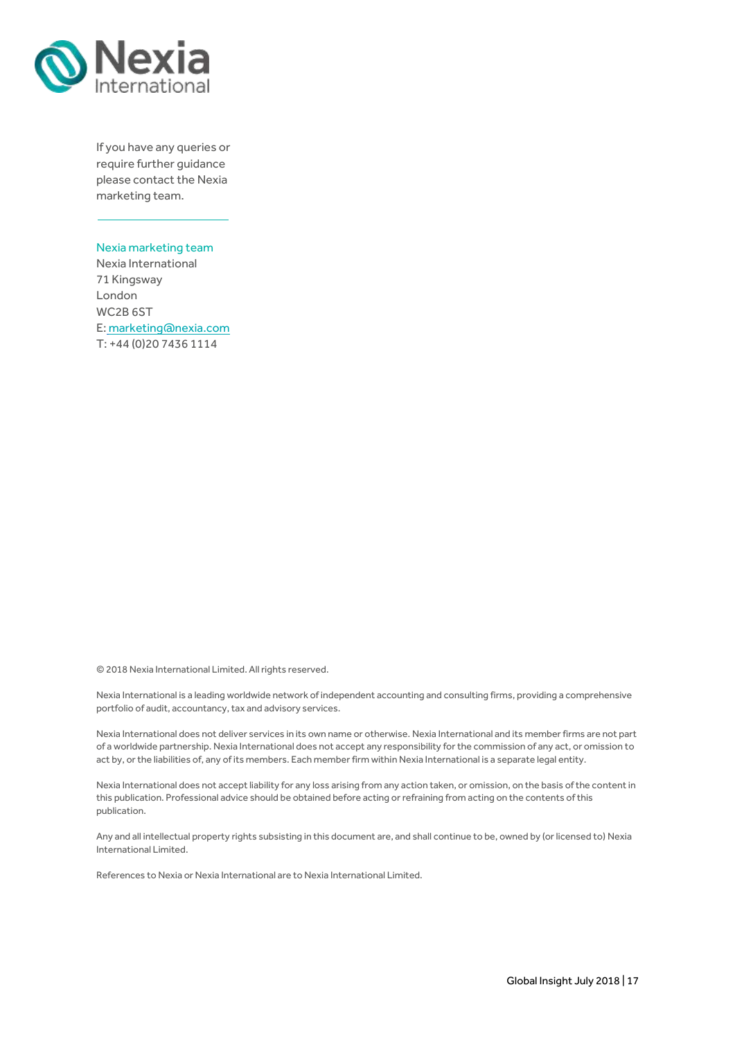If you have any queries or require further guidance please contact the Nexia marketing team.

---

Nexia marketing team
Nexia International
71 Kingsway
London
WC2B 6ST
E: marketing@nexia.com
T: +44 (0)20 7436 1114

© 2018 Nexia International Limited. All rights reserved.

Nexia International is a leading worldwide network of independent accounting and consulting firms, providing a comprehensive portfolio of audit, accountancy, tax and advisory services.

Nexia International does not deliver services in its own name or otherwise. Nexia International and its member firms are not part of a worldwide partnership. Nexia International does not accept any responsibility for the commission of any act, or omission to act by, or the liabilities of, any of its members. Each member firm within Nexia International is a separate legal entity.

Nexia International does not accept liability for any loss arising from any action taken, or omission, on the basis of the content in this publication. Professional advice should be obtained before acting or refraining from acting on the contents of this publication.

Any and all intellectual property rights subsisting in this document are, and shall continue to be, owned by (or licensed to) Nexia International Limited.

References to Nexia or Nexia International are to Nexia International Limited.